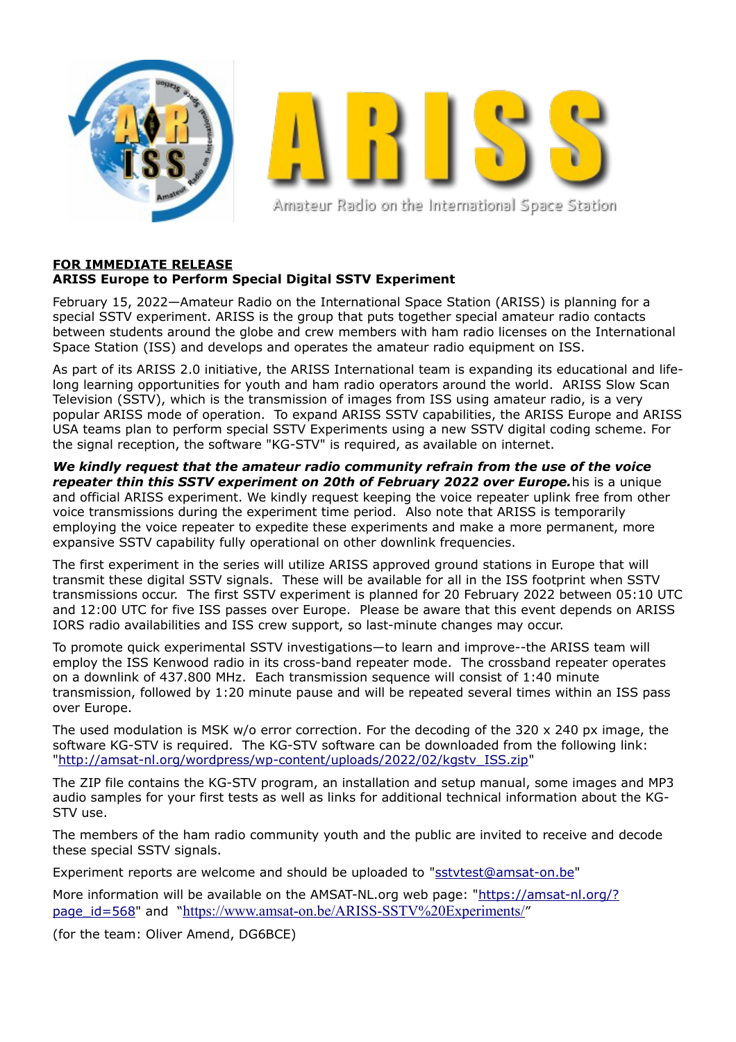**FOR IMMEDIATE RELEASE**
**ARISS Europe to Perform Special Digital SSTV Experiment**

February 15, 2022—Amateur Radio on the International Space Station (ARISS) is planning for a special SSTV experiment. ARISS is the group that puts together special amateur radio contacts between students around the globe and crew members with ham radio licenses on the International Space Station (ISS) and develops and operates the amateur radio equipment on ISS.

As part of its ARISS 2.0 initiative, the ARISS International team is expanding its educational and life-long learning opportunities for youth and ham radio operators around the world. ARISS Slow Scan Television (SSTV), which is the transmission of images from ISS using amateur radio, is a very popular ARISS mode of operation. To expand ARISS SSTV capabilities, the ARISS Europe and ARISS USA teams plan to perform special SSTV Experiments using a new SSTV digital coding scheme. For the signal reception, the software "KG-STV" is required, as available on internet.

***We kindly request that the amateur radio community refrain from the use of the voice repeater thin this SSTV experiment on 20th of February 2022 over Europe.***his is a unique and official ARISS experiment. We kindly request keeping the voice repeater uplink free from other voice transmissions during the experiment time period. Also note that ARISS is temporarily employing the voice repeater to expedite these experiments and make a more permanent, more expansive SSTV capability fully operational on other downlink frequencies.

The first experiment in the series will utilize ARISS approved ground stations in Europe that will transmit these digital SSTV signals. These will be available for all in the ISS footprint when SSTV transmissions occur. The first SSTV experiment is planned for 20 February 2022 between 05:10 UTC and 12:00 UTC for five ISS passes over Europe. Please be aware that this event depends on ARISS IORS radio availabilities and ISS crew support, so last-minute changes may occur.

To promote quick experimental SSTV investigations—to learn and improve--the ARISS team will employ the ISS Kenwood radio in its cross-band repeater mode. The crossband repeater operates on a downlink of 437.800 MHz. Each transmission sequence will consist of 1:40 minute transmission, followed by 1:20 minute pause and will be repeated several times within an ISS pass over Europe.

The used modulation is MSK w/o error correction. For the decoding of the 320 x 240 px image, the software KG-STV is required. The KG-STV software can be downloaded from the following link: "[http://amsat-nl.org/wordpress/wp-content/uploads/2022/02/kgstv_ISS.zip](http://amsat-nl.org/wordpress/wp-content/uploads/2022/02/kgstv_ISS.zip)"

The ZIP file contains the KG-STV program, an installation and setup manual, some images and MP3 audio samples for your first tests as well as links for additional technical information about the KG-STV use.

The members of the ham radio community youth and the public are invited to receive and decode these special SSTV signals.

Experiment reports are welcome and should be uploaded to "[sstvtest@amsat-on.be](mailto:sstvtest@amsat-on.be)"

More information will be available on the AMSAT-NL.org web page: "[https://amsat-nl.org/?page_id=568](https://amsat-nl.org/?page_id=568)" and "[https://www.amsat-on.be/ARISS-SSTV%20Experiments/](https://www.amsat-on.be/ARISS-SSTV%20Experiments/)"

(for the team: Oliver Amend, DG6BCE)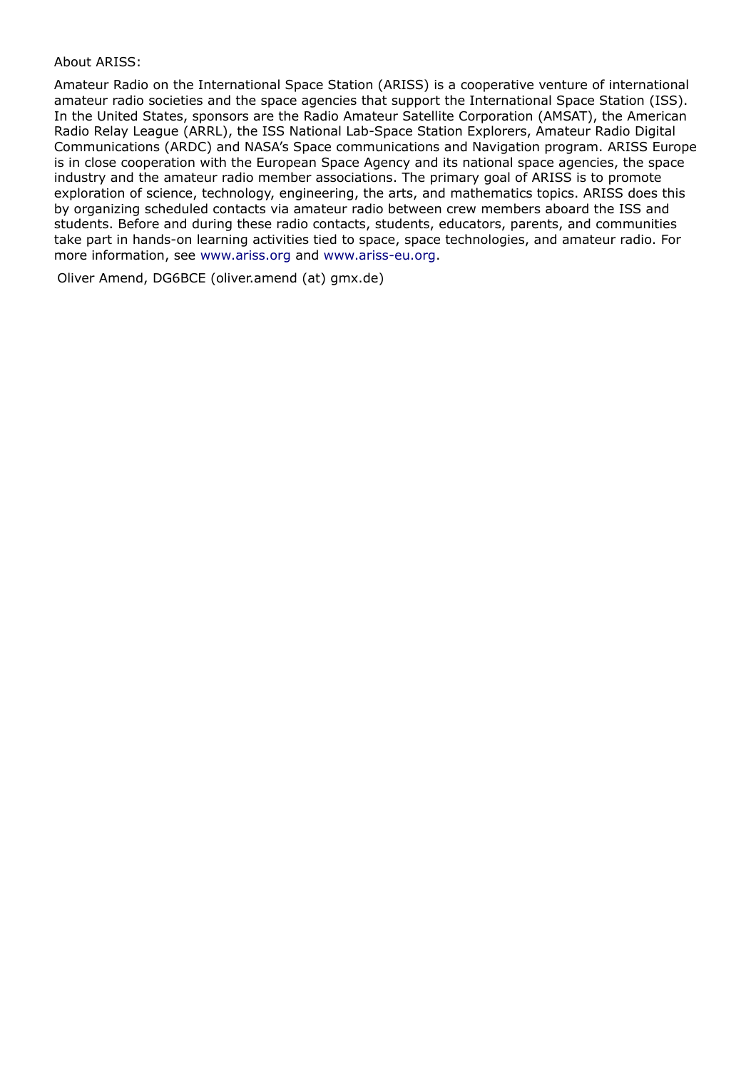About ARISS:

Amateur Radio on the International Space Station (ARISS) is a cooperative venture of international amateur radio societies and the space agencies that support the International Space Station (ISS). In the United States, sponsors are the Radio Amateur Satellite Corporation (AMSAT), the American Radio Relay League (ARRL), the ISS National Lab-Space Station Explorers, Amateur Radio Digital Communications (ARDC) and NASA's Space communications and Navigation program. ARISS Europe is in close cooperation with the European Space Agency and its national space agencies, the space industry and the amateur radio member associations. The primary goal of ARISS is to promote exploration of science, technology, engineering, the arts, and mathematics topics. ARISS does this by organizing scheduled contacts via amateur radio between crew members aboard the ISS and students. Before and during these radio contacts, students, educators, parents, and communities take part in hands-on learning activities tied to space, space technologies, and amateur radio. For more information, see www.ariss.org and www.ariss-eu.org.

Oliver Amend, DG6BCE (oliver.amend (at) gmx.de)